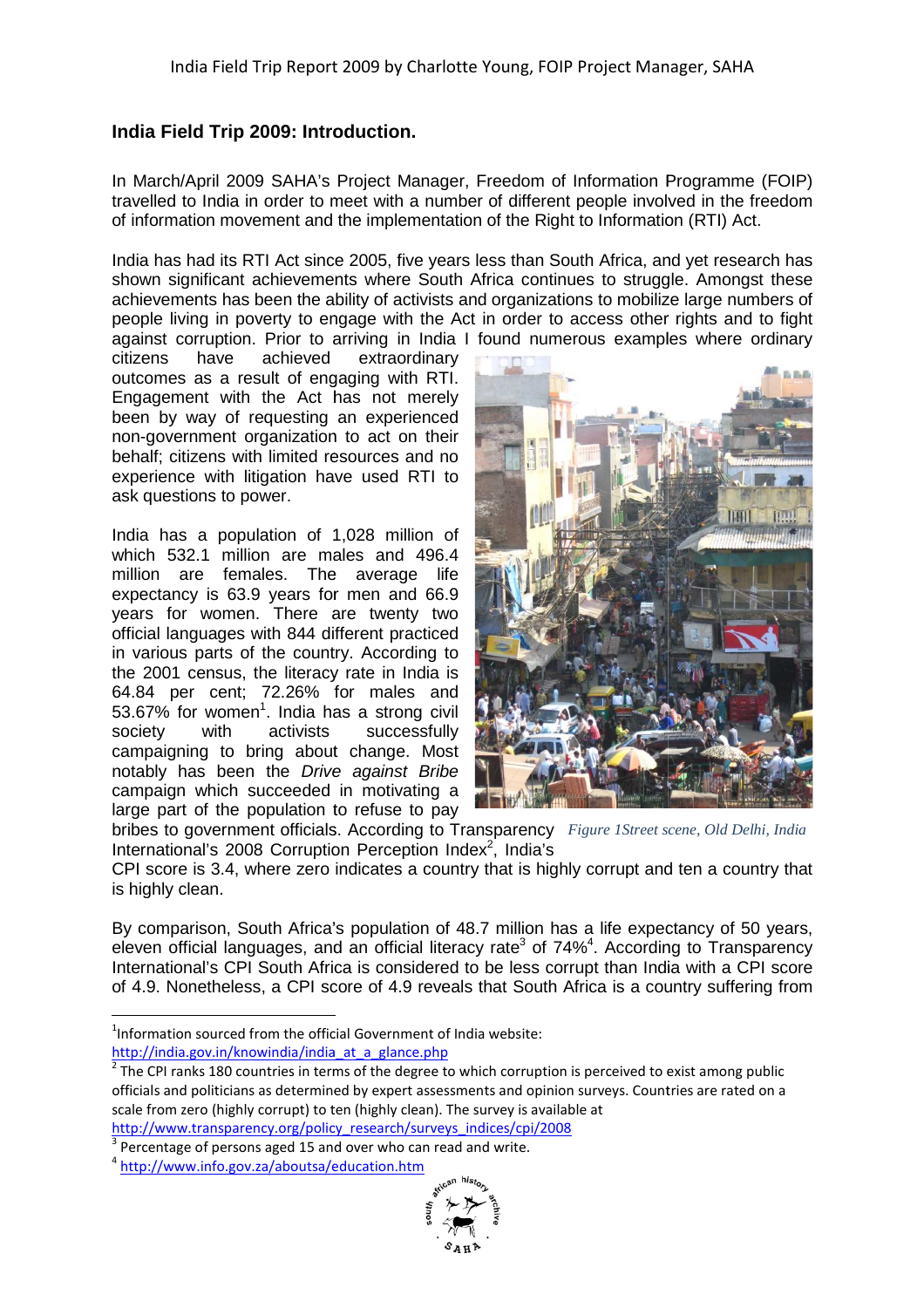## India Field Trip 2009: Introduction.

In March/April 2009 SAHA's Project Manager, Freedom of Information Programme (FOIP) travelled to India in order to meet with a number of different people involved in the freedom of information movement and the implementation of the Right to Information (RTI) Act.

India has had its RTI Act since 2005, five years less than South Africa, and yet research has shown significant achievements where South Africa continues to struggle. Amongst these achievements has been the ability of activists and organizations to mobilize large numbers of people living in poverty to engage with the Act in order to access other rights and to fight against corruption. Prior to arriving in India I found numerous examples where ordinary citizens have achieved extraordinary outcomes as a result of engaging with RTI. Engagement with the Act has not merely been by way of requesting an experienced non-government organization to act on their behalf; citizens with limited resources and no experience with litigation have used RTI to ask questions to power.

India has a population of 1,028 million of which 532.1 million are males and 496.4 million are females. The average life expectancy is 63.9 years for men and 66.9 years for women. There are twenty two official languages with 844 different practiced in various parts of the country. According to the 2001 census, the literacy rate in India is 64.84 per cent; 72.26% for males and 53.67% for women[1]. India has a strong civil society with activists successfully campaigning to bring about change. Most notably has been the *Drive against Bribe* campaign which succeeded in motivating a large part of the population to refuse to pay bribes to government officials. According to Transparency International's 2008 Corruption Perception Index[2], India's CPI score is 3.4, where zero indicates a country that is highly corrupt and ten a country that is highly clean.

*Figure 1Street scene, Old Delhi, India*

By comparison, South Africa's population of 48.7 million has a life expectancy of 50 years, eleven official languages, and an official literacy rate[3] of 74%[4]. According to Transparency International's CPI South Africa is considered to be less corrupt than India with a CPI score of 4.9. Nonetheless, a CPI score of 4.9 reveals that South Africa is a country suffering from

---

[1] Information sourced from the official Government of India website: http://india.gov.in/knowindia/india_at_a_glance.php

[2] The CPI ranks 180 countries in terms of the degree to which corruption is perceived to exist among public officials and politicians as determined by expert assessments and opinion surveys. Countries are rated on a scale from zero (highly corrupt) to ten (highly clean). The survey is available at http://www.transparency.org/policy_research/surveys_indices/cpi/2008

[3] Percentage of persons aged 15 and over who can read and write.

[4] http://www.info.gov.za/aboutsa/education.htm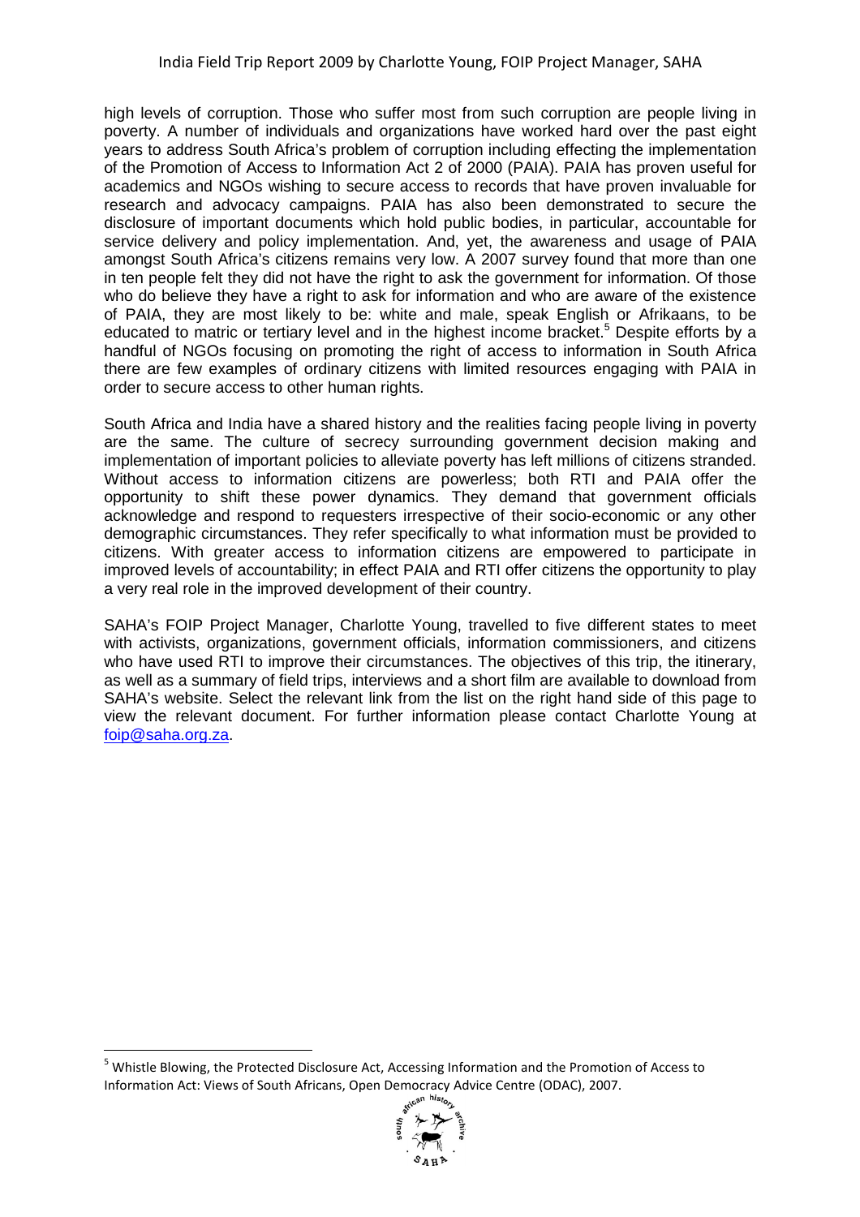high levels of corruption. Those who suffer most from such corruption are people living in poverty. A number of individuals and organizations have worked hard over the past eight years to address South Africa's problem of corruption including effecting the implementation of the Promotion of Access to Information Act 2 of 2000 (PAIA). PAIA has proven useful for academics and NGOs wishing to secure access to records that have proven invaluable for research and advocacy campaigns. PAIA has also been demonstrated to secure the disclosure of important documents which hold public bodies, in particular, accountable for service delivery and policy implementation. And, yet, the awareness and usage of PAIA amongst South Africa's citizens remains very low. A 2007 survey found that more than one in ten people felt they did not have the right to ask the government for information. Of those who do believe they have a right to ask for information and who are aware of the existence of PAIA, they are most likely to be: white and male, speak English or Afrikaans, to be educated to matric or tertiary level and in the highest income bracket.[5] Despite efforts by a handful of NGOs focusing on promoting the right of access to information in South Africa there are few examples of ordinary citizens with limited resources engaging with PAIA in order to secure access to other human rights.

South Africa and India have a shared history and the realities facing people living in poverty are the same. The culture of secrecy surrounding government decision making and implementation of important policies to alleviate poverty has left millions of citizens stranded. Without access to information citizens are powerless; both RTI and PAIA offer the opportunity to shift these power dynamics. They demand that government officials acknowledge and respond to requesters irrespective of their socio-economic or any other demographic circumstances. They refer specifically to what information must be provided to citizens. With greater access to information citizens are empowered to participate in improved levels of accountability; in effect PAIA and RTI offer citizens the opportunity to play a very real role in the improved development of their country.

SAHA's FOIP Project Manager, Charlotte Young, travelled to five different states to meet with activists, organizations, government officials, information commissioners, and citizens who have used RTI to improve their circumstances. The objectives of this trip, the itinerary, as well as a summary of field trips, interviews and a short film are available to download from SAHA's website. Select the relevant link from the list on the right hand side of this page to view the relevant document. For further information please contact Charlotte Young at foip@saha.org.za.

[5] Whistle Blowing, the Protected Disclosure Act, Accessing Information and the Promotion of Access to Information Act: Views of South Africans, Open Democracy Advice Centre (ODAC), 2007.